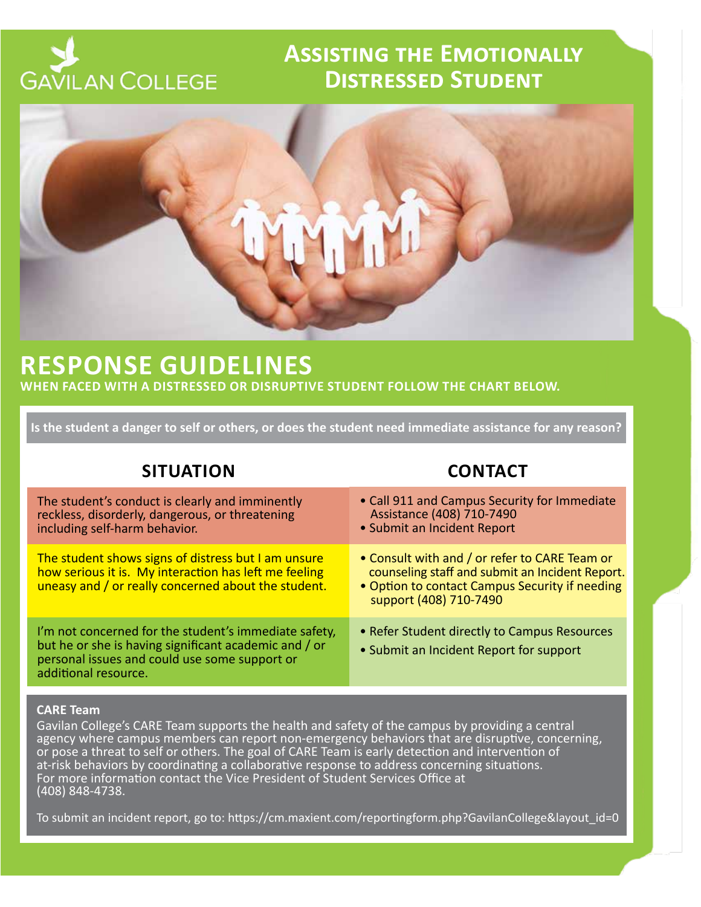Gavilan College

# Assisting the Emotionally Distressed Student

## RESPONSE GUIDELINES

**WHEN FACED WITH A DISTRESSED OR DISRUPTIVE STUDENT FOLLOW THE CHART BELOW.**

**Is the student a danger to self or others, or does the student need immediate assistance for any reason?**

| SITUATION | CONTACT |
|---|---|
| The student's conduct is clearly and imminently reckless, disorderly, dangerous, or threatening including self-harm behavior. | • Call 911 and Campus Security for Immediate Assistance (408) 710-7490<br>• Submit an Incident Report |
| The student shows signs of distress but I am unsure how serious it is. My interaction has left me feeling uneasy and / or really concerned about the student. | • Consult with and / or refer to CARE Team or counseling staff and submit an Incident Report.<br>• Option to contact Campus Security if needing support (408) 710-7490 |
| I'm not concerned for the student's immediate safety, but he or she is having significant academic and / or personal issues and could use some support or additional resource. | • Refer Student directly to Campus Resources<br>• Submit an Incident Report for support |

**CARE Team**

Gavilan College's CARE Team supports the health and safety of the campus by providing a central agency where campus members can report non-emergency behaviors that are disruptive, concerning, or pose a threat to self or others. The goal of CARE Team is early detection and intervention of at-risk behaviors by coordinating a collaborative response to address concerning situations. For more information contact the Vice President of Student Services Office at (408) 848-4738.

To submit an incident report, go to: https://cm.maxient.com/reportingform.php?GavilanCollege&layout_id=0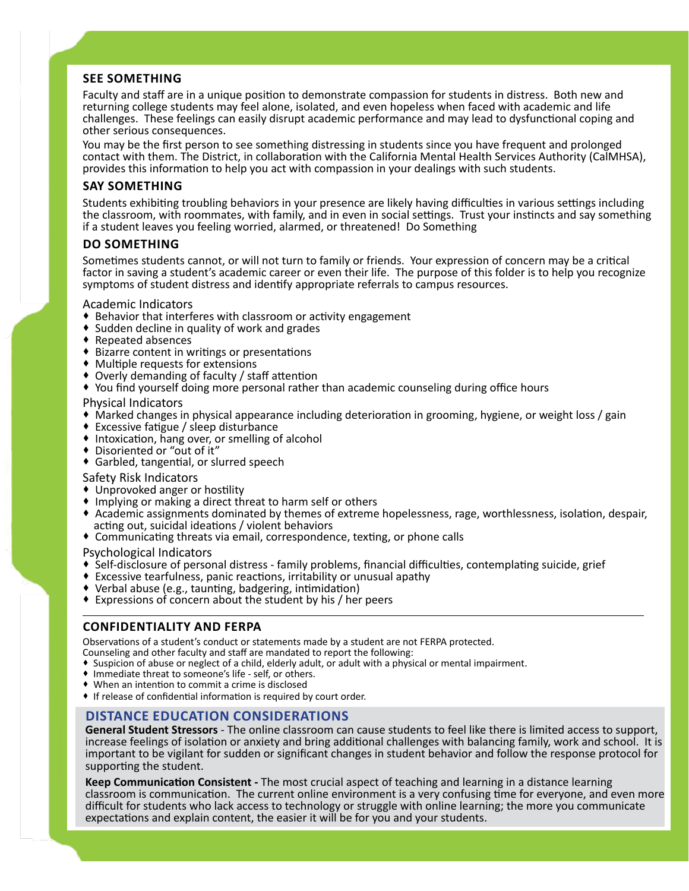## SEE SOMETHING

Faculty and staff are in a unique position to demonstrate compassion for students in distress. Both new and returning college students may feel alone, isolated, and even hopeless when faced with academic and life challenges. These feelings can easily disrupt academic performance and may lead to dysfunctional coping and other serious consequences.

You may be the first person to see something distressing in students since you have frequent and prolonged contact with them. The District, in collaboration with the California Mental Health Services Authority (CalMHSA), provides this information to help you act with compassion in your dealings with such students.

## SAY SOMETHING

Students exhibiting troubling behaviors in your presence are likely having difficulties in various settings including the classroom, with roommates, with family, and in even in social settings. Trust your instincts and say something if a student leaves you feeling worried, alarmed, or threatened! Do Something

## DO SOMETHING

Sometimes students cannot, or will not turn to family or friends. Your expression of concern may be a critical factor in saving a student's academic career or even their life. The purpose of this folder is to help you recognize symptoms of student distress and identify appropriate referrals to campus resources.

### Academic Indicators

- Behavior that interferes with classroom or activity engagement
- Sudden decline in quality of work and grades
- Repeated absences
- Bizarre content in writings or presentations
- Multiple requests for extensions
- Overly demanding of faculty / staff attention
- You find yourself doing more personal rather than academic counseling during office hours

### Physical Indicators

- Marked changes in physical appearance including deterioration in grooming, hygiene, or weight loss / gain
- Excessive fatigue / sleep disturbance
- Intoxication, hang over, or smelling of alcohol
- Disoriented or "out of it"
- Garbled, tangential, or slurred speech

### Safety Risk Indicators

- Unprovoked anger or hostility
- Implying or making a direct threat to harm self or others
- Academic assignments dominated by themes of extreme hopelessness, rage, worthlessness, isolation, despair, acting out, suicidal ideations / violent behaviors
- Communicating threats via email, correspondence, texting, or phone calls

### Psychological Indicators

- Self-disclosure of personal distress - family problems, financial difficulties, contemplating suicide, grief
- Excessive tearfulness, panic reactions, irritability or unusual apathy
- Verbal abuse (e.g., taunting, badgering, intimidation)
- Expressions of concern about the student by his / her peers

---

## CONFIDENTIALITY AND FERPA

Observations of a student's conduct or statements made by a student are not FERPA protected.
Counseling and other faculty and staff are mandated to report the following:

- Suspicion of abuse or neglect of a child, elderly adult, or adult with a physical or mental impairment.
- Immediate threat to someone's life - self, or others.
- When an intention to commit a crime is disclosed
- If release of confidential information is required by court order.

## DISTANCE EDUCATION CONSIDERATIONS

**General Student Stressors** - The online classroom can cause students to feel like there is limited access to support, increase feelings of isolation or anxiety and bring additional challenges with balancing family, work and school. It is important to be vigilant for sudden or significant changes in student behavior and follow the response protocol for supporting the student.

**Keep Communication Consistent -** The most crucial aspect of teaching and learning in a distance learning classroom is communication. The current online environment is a very confusing time for everyone, and even more difficult for students who lack access to technology or struggle with online learning; the more you communicate expectations and explain content, the easier it will be for you and your students.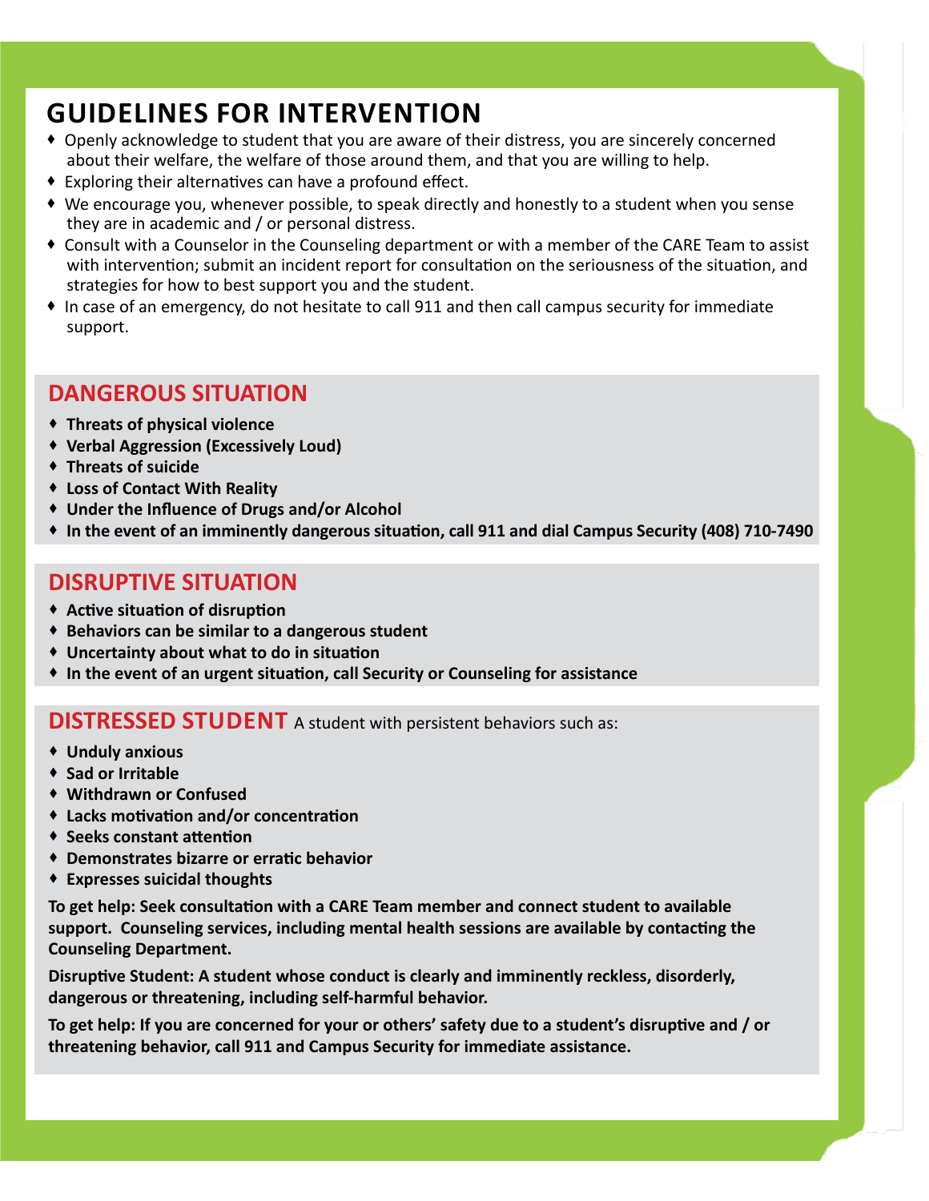# GUIDELINES FOR INTERVENTION

- Openly acknowledge to student that you are aware of their distress, you are sincerely concerned about their welfare, the welfare of those around them, and that you are willing to help.
- Exploring their alternatives can have a profound effect.
- We encourage you, whenever possible, to speak directly and honestly to a student when you sense they are in academic and / or personal distress.
- Consult with a Counselor in the Counseling department or with a member of the CARE Team to assist with intervention; submit an incident report for consultation on the seriousness of the situation, and strategies for how to best support you and the student.
- In case of an emergency, do not hesitate to call 911 and then call campus security for immediate support.

## DANGEROUS SITUATION

- **Threats of physical violence**
- **Verbal Aggression (Excessively Loud)**
- **Threats of suicide**
- **Loss of Contact With Reality**
- **Under the Influence of Drugs and/or Alcohol**
- **In the event of an imminently dangerous situation, call 911 and dial Campus Security (408) 710-7490**

## DISRUPTIVE SITUATION

- **Active situation of disruption**
- **Behaviors can be similar to a dangerous student**
- **Uncertainty about what to do in situation**
- **In the event of an urgent situation, call Security or Counseling for assistance**

## DISTRESSED STUDENT

A student with persistent behaviors such as:

- **Unduly anxious**
- **Sad or Irritable**
- **Withdrawn or Confused**
- **Lacks motivation and/or concentration**
- **Seeks constant attention**
- **Demonstrates bizarre or erratic behavior**
- **Expresses suicidal thoughts**

**To get help: Seek consultation with a CARE Team member and connect student to available support. Counseling services, including mental health sessions are available by contacting the Counseling Department.**

**Disruptive Student: A student whose conduct is clearly and imminently reckless, disorderly, dangerous or threatening, including self-harmful behavior.**

**To get help: If you are concerned for your or others' safety due to a student's disruptive and / or threatening behavior, call 911 and Campus Security for immediate assistance.**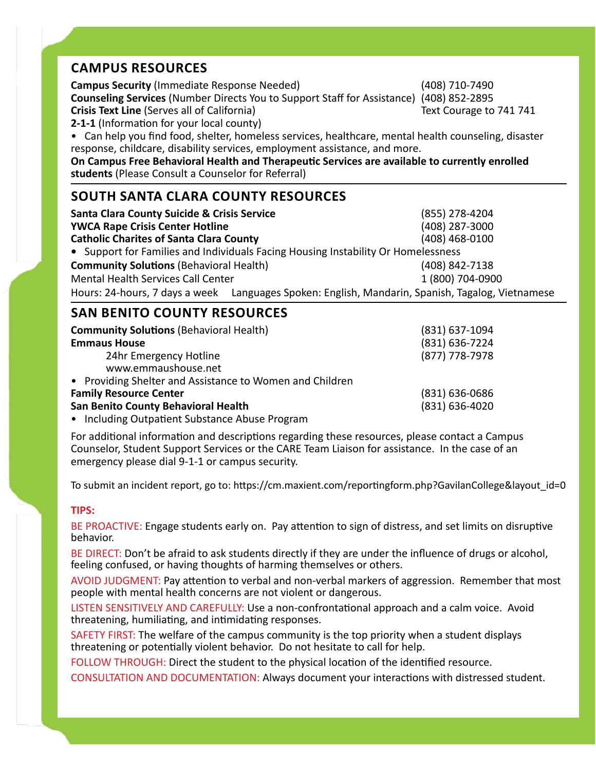## CAMPUS RESOURCES

**Campus Security** (Immediate Response Needed) (408) 710-7490
**Counseling Services** (Number Directs You to Support Staff for Assistance) (408) 852-2895
**Crisis Text Line** (Serves all of California) Text Courage to 741 741
**2-1-1** (Information for your local county)

- Can help you find food, shelter, homeless services, healthcare, mental health counseling, disaster response, childcare, disability services, employment assistance, and more.

**On Campus Free Behavioral Health and Therapeutic Services are available to currently enrolled students** (Please Consult a Counselor for Referral)

## SOUTH SANTA CLARA COUNTY RESOURCES

**Santa Clara County Suicide & Crisis Service** (855) 278-4204
**YWCA Rape Crisis Center Hotline** (408) 287-3000
**Catholic Charites of Santa Clara County** (408) 468-0100

- Support for Families and Individuals Facing Housing Instability Or Homelessness

**Community Solutions** (Behavioral Health) (408) 842-7138
Mental Health Services Call Center 1 (800) 704-0900
Hours: 24-hours, 7 days a week Languages Spoken: English, Mandarin, Spanish, Tagalog, Vietnamese

## SAN BENITO COUNTY RESOURCES

**Community Solutions** (Behavioral Health) (831) 637-1094
**Emmaus House** (831) 636-7224
24hr Emergency Hotline (877) 778-7978
www.emmaushouse.net

- Providing Shelter and Assistance to Women and Children

**Family Resource Center** (831) 636-0686
**San Benito County Behavioral Health** (831) 636-4020

- Including Outpatient Substance Abuse Program

For additional information and descriptions regarding these resources, please contact a Campus Counselor, Student Support Services or the CARE Team Liaison for assistance. In the case of an emergency please dial 9-1-1 or campus security.

To submit an incident report, go to: https://cm.maxient.com/reportingform.php?GavilanCollege&layout_id=0

**TIPS:**

BE PROACTIVE: Engage students early on. Pay attention to sign of distress, and set limits on disruptive behavior.

BE DIRECT: Don't be afraid to ask students directly if they are under the influence of drugs or alcohol, feeling confused, or having thoughts of harming themselves or others.

AVOID JUDGMENT: Pay attention to verbal and non-verbal markers of aggression. Remember that most people with mental health concerns are not violent or dangerous.

LISTEN SENSITIVELY AND CAREFULLY: Use a non-confrontational approach and a calm voice. Avoid threatening, humiliating, and intimidating responses.

SAFETY FIRST: The welfare of the campus community is the top priority when a student displays threatening or potentially violent behavior. Do not hesitate to call for help.

FOLLOW THROUGH: Direct the student to the physical location of the identified resource.

CONSULTATION AND DOCUMENTATION: Always document your interactions with distressed student.